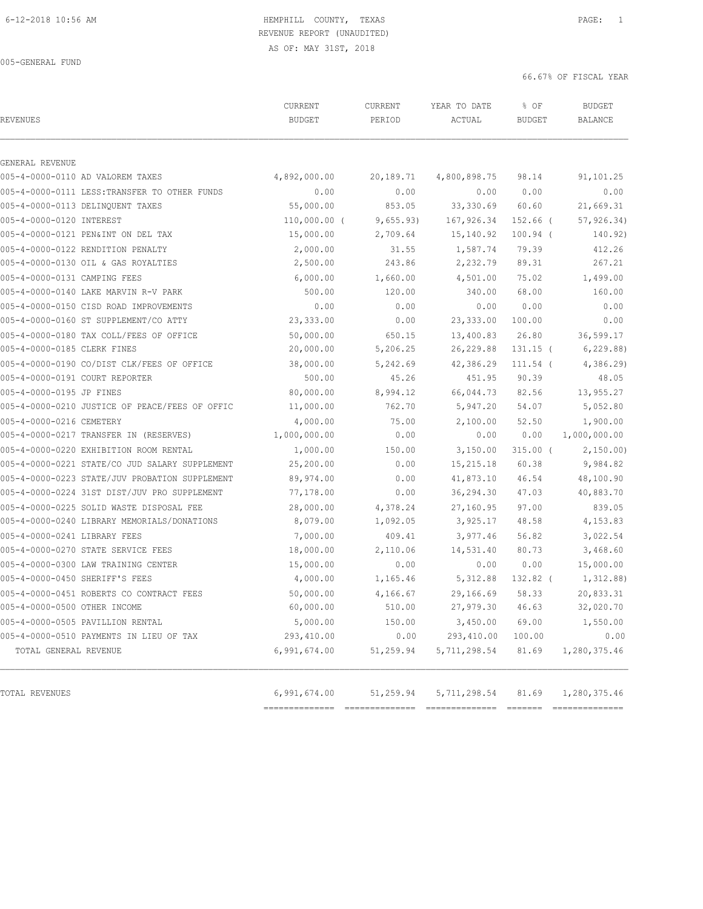HEMPHILL COUNTY, TEXAS
REVENUE REPORT (UNAUDITED)
AS OF: MAY 31ST, 2018

005-GENERAL FUND

66.67% OF FISCAL YEAR

| REVENUES | CURRENT BUDGET | CURRENT PERIOD | YEAR TO DATE ACTUAL | % OF BUDGET | BUDGET BALANCE |
|---|---|---|---|---|---|
| GENERAL REVENUE | | | | | |
| 005-4-0000-0110 AD VALOREM TAXES | 4,892,000.00 | 20,189.71 | 4,800,898.75 | 98.14 | 91,101.25 |
| 005-4-0000-0111 LESS:TRANSFER TO OTHER FUNDS | 0.00 | 0.00 | 0.00 | 0.00 | 0.00 |
| 005-4-0000-0113 DELINQUENT TAXES | 55,000.00 | 853.05 | 33,330.69 | 60.60 | 21,669.31 |
| 005-4-0000-0120 INTEREST | 110,000.00 | ( 9,655.93) | 167,926.34 | 152.66 | ( 57,926.34) |
| 005-4-0000-0121 PEN&INT ON DEL TAX | 15,000.00 | 2,709.64 | 15,140.92 | 100.94 | ( 140.92) |
| 005-4-0000-0122 RENDITION PENALTY | 2,000.00 | 31.55 | 1,587.74 | 79.39 | 412.26 |
| 005-4-0000-0130 OIL & GAS ROYALTIES | 2,500.00 | 243.86 | 2,232.79 | 89.31 | 267.21 |
| 005-4-0000-0131 CAMPING FEES | 6,000.00 | 1,660.00 | 4,501.00 | 75.02 | 1,499.00 |
| 005-4-0000-0140 LAKE MARVIN R-V PARK | 500.00 | 120.00 | 340.00 | 68.00 | 160.00 |
| 005-4-0000-0150 CISD ROAD IMPROVEMENTS | 0.00 | 0.00 | 0.00 | 0.00 | 0.00 |
| 005-4-0000-0160 ST SUPPLEMENT/CO ATTY | 23,333.00 | 0.00 | 23,333.00 | 100.00 | 0.00 |
| 005-4-0000-0180 TAX COLL/FEES OF OFFICE | 50,000.00 | 650.15 | 13,400.83 | 26.80 | 36,599.17 |
| 005-4-0000-0185 CLERK FINES | 20,000.00 | 5,206.25 | 26,229.88 | 131.15 | ( 6,229.88) |
| 005-4-0000-0190 CO/DIST CLK/FEES OF OFFICE | 38,000.00 | 5,242.69 | 42,386.29 | 111.54 | ( 4,386.29) |
| 005-4-0000-0191 COURT REPORTER | 500.00 | 45.26 | 451.95 | 90.39 | 48.05 |
| 005-4-0000-0195 JP FINES | 80,000.00 | 8,994.12 | 66,044.73 | 82.56 | 13,955.27 |
| 005-4-0000-0210 JUSTICE OF PEACE/FEES OF OFFIC | 11,000.00 | 762.70 | 5,947.20 | 54.07 | 5,052.80 |
| 005-4-0000-0216 CEMETERY | 4,000.00 | 75.00 | 2,100.00 | 52.50 | 1,900.00 |
| 005-4-0000-0217 TRANSFER IN (RESERVES) | 1,000,000.00 | 0.00 | 0.00 | 0.00 | 1,000,000.00 |
| 005-4-0000-0220 EXHIBITION ROOM RENTAL | 1,000.00 | 150.00 | 3,150.00 | 315.00 | ( 2,150.00) |
| 005-4-0000-0221 STATE/CO JUD SALARY SUPPLEMENT | 25,200.00 | 0.00 | 15,215.18 | 60.38 | 9,984.82 |
| 005-4-0000-0223 STATE/JUV PROBATION SUPPLEMENT | 89,974.00 | 0.00 | 41,873.10 | 46.54 | 48,100.90 |
| 005-4-0000-0224 31ST DIST/JUV PRO SUPPLEMENT | 77,178.00 | 0.00 | 36,294.30 | 47.03 | 40,883.70 |
| 005-4-0000-0225 SOLID WASTE DISPOSAL FEE | 28,000.00 | 4,378.24 | 27,160.95 | 97.00 | 839.05 |
| 005-4-0000-0240 LIBRARY MEMORIALS/DONATIONS | 8,079.00 | 1,092.05 | 3,925.17 | 48.58 | 4,153.83 |
| 005-4-0000-0241 LIBRARY FEES | 7,000.00 | 409.41 | 3,977.46 | 56.82 | 3,022.54 |
| 005-4-0000-0270 STATE SERVICE FEES | 18,000.00 | 2,110.06 | 14,531.40 | 80.73 | 3,468.60 |
| 005-4-0000-0300 LAW TRAINING CENTER | 15,000.00 | 0.00 | 0.00 | 0.00 | 15,000.00 |
| 005-4-0000-0450 SHERIFF'S FEES | 4,000.00 | 1,165.46 | 5,312.88 | 132.82 | ( 1,312.88) |
| 005-4-0000-0451 ROBERTS CO CONTRACT FEES | 50,000.00 | 4,166.67 | 29,166.69 | 58.33 | 20,833.31 |
| 005-4-0000-0500 OTHER INCOME | 60,000.00 | 510.00 | 27,979.30 | 46.63 | 32,020.70 |
| 005-4-0000-0505 PAVILLION RENTAL | 5,000.00 | 150.00 | 3,450.00 | 69.00 | 1,550.00 |
| 005-4-0000-0510 PAYMENTS IN LIEU OF TAX | 293,410.00 | 0.00 | 293,410.00 | 100.00 | 0.00 |
| TOTAL GENERAL REVENUE | 6,991,674.00 | 51,259.94 | 5,711,298.54 | 81.69 | 1,280,375.46 |
| TOTAL REVENUES | 6,991,674.00 | 51,259.94 | 5,711,298.54 | 81.69 | 1,280,375.46 |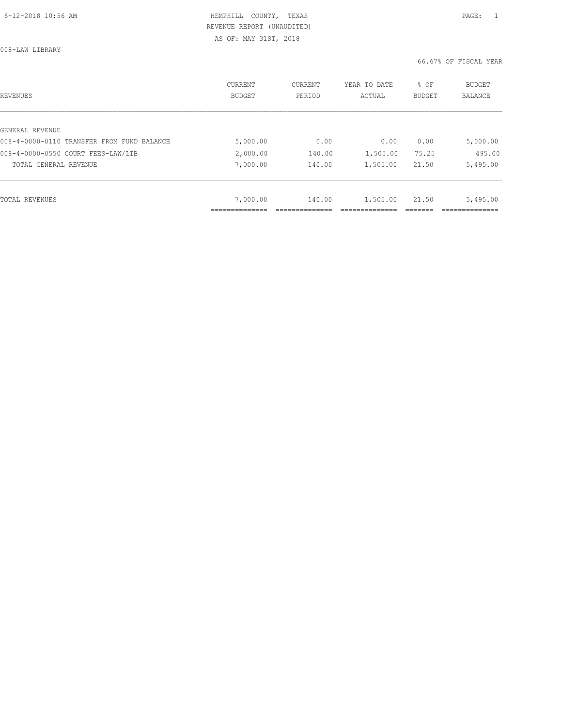HEMPHILL COUNTY, TEXAS
REVENUE REPORT (UNAUDITED)
AS OF: MAY 31ST, 2018

008-LAW LIBRARY

66.67% OF FISCAL YEAR

| REVENUES | CURRENT BUDGET | CURRENT PERIOD | YEAR TO DATE ACTUAL | % OF BUDGET | BUDGET BALANCE |
|---|---|---|---|---|---|
| GENERAL REVENUE | | | | | |
| 008-4-0000-0110 TRANSFER FROM FUND BALANCE | 5,000.00 | 0.00 | 0.00 | 0.00 | 5,000.00 |
| 008-4-0000-0550 COURT FEES-LAW/LIB | 2,000.00 | 140.00 | 1,505.00 | 75.25 | 495.00 |
| TOTAL GENERAL REVENUE | 7,000.00 | 140.00 | 1,505.00 | 21.50 | 5,495.00 |
| TOTAL REVENUES | 7,000.00 | 140.00 | 1,505.00 | 21.50 | 5,495.00 |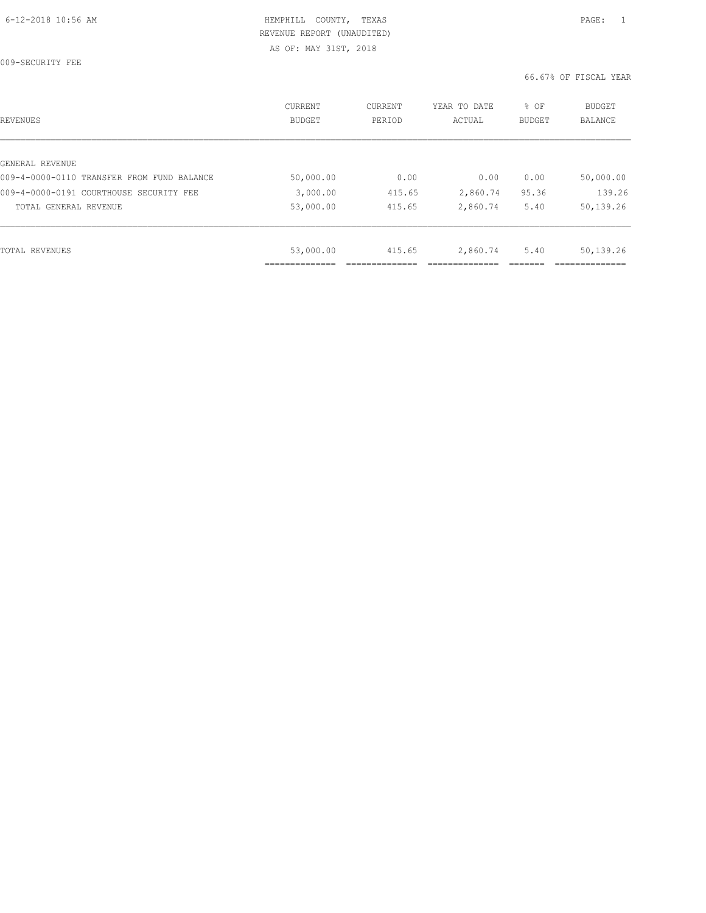HEMPHILL COUNTY, TEXAS
REVENUE REPORT (UNAUDITED)
AS OF: MAY 31ST, 2018

009-SECURITY FEE

66.67% OF FISCAL YEAR

| REVENUES | CURRENT BUDGET | CURRENT PERIOD | YEAR TO DATE ACTUAL | % OF BUDGET | BUDGET BALANCE |
|---|---|---|---|---|---|
| GENERAL REVENUE | | | | | |
| 009-4-0000-0110 TRANSFER FROM FUND BALANCE | 50,000.00 | 0.00 | 0.00 | 0.00 | 50,000.00 |
| 009-4-0000-0191 COURTHOUSE SECURITY FEE | 3,000.00 | 415.65 | 2,860.74 | 95.36 | 139.26 |
| TOTAL GENERAL REVENUE | 53,000.00 | 415.65 | 2,860.74 | 5.40 | 50,139.26 |
| TOTAL REVENUES | 53,000.00 | 415.65 | 2,860.74 | 5.40 | 50,139.26 |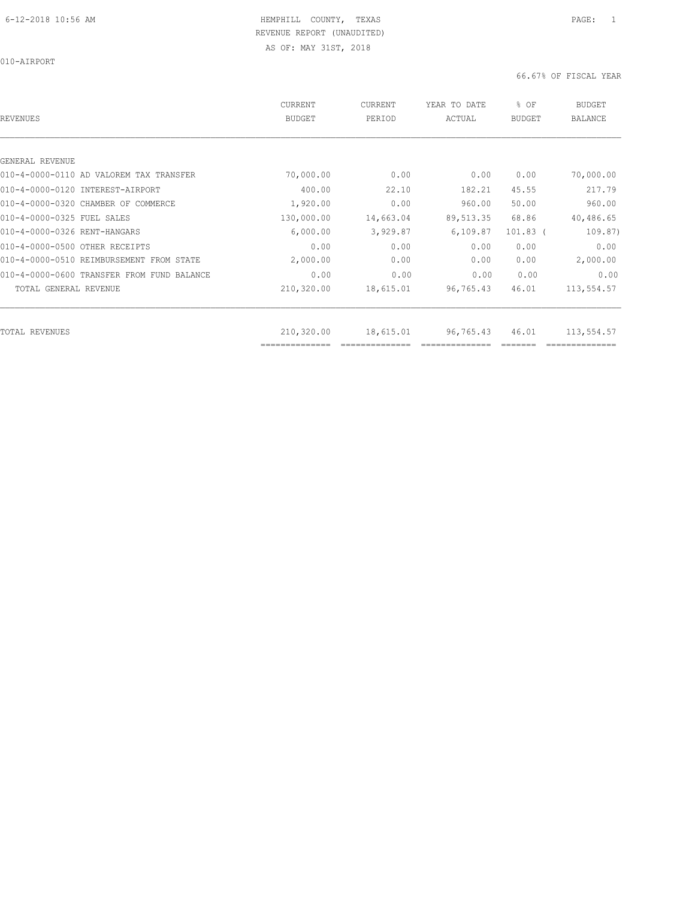HEMPHILL COUNTY, TEXAS
REVENUE REPORT (UNAUDITED)
AS OF: MAY 31ST, 2018

010-AIRPORT

66.67% OF FISCAL YEAR

| REVENUES | CURRENT BUDGET | CURRENT PERIOD | YEAR TO DATE ACTUAL | % OF BUDGET | BUDGET BALANCE |
|---|---|---|---|---|---|
| GENERAL REVENUE | | | | | |
| 010-4-0000-0110 AD VALOREM TAX TRANSFER | 70,000.00 | 0.00 | 0.00 | 0.00 | 70,000.00 |
| 010-4-0000-0120 INTEREST-AIRPORT | 400.00 | 22.10 | 182.21 | 45.55 | 217.79 |
| 010-4-0000-0320 CHAMBER OF COMMERCE | 1,920.00 | 0.00 | 960.00 | 50.00 | 960.00 |
| 010-4-0000-0325 FUEL SALES | 130,000.00 | 14,663.04 | 89,513.35 | 68.86 | 40,486.65 |
| 010-4-0000-0326 RENT-HANGARS | 6,000.00 | 3,929.87 | 6,109.87 | 101.83 | ( 109.87) |
| 010-4-0000-0500 OTHER RECEIPTS | 0.00 | 0.00 | 0.00 | 0.00 | 0.00 |
| 010-4-0000-0510 REIMBURSEMENT FROM STATE | 2,000.00 | 0.00 | 0.00 | 0.00 | 2,000.00 |
| 010-4-0000-0600 TRANSFER FROM FUND BALANCE | 0.00 | 0.00 | 0.00 | 0.00 | 0.00 |
| TOTAL GENERAL REVENUE | 210,320.00 | 18,615.01 | 96,765.43 | 46.01 | 113,554.57 |
| TOTAL REVENUES | 210,320.00 | 18,615.01 | 96,765.43 | 46.01 | 113,554.57 |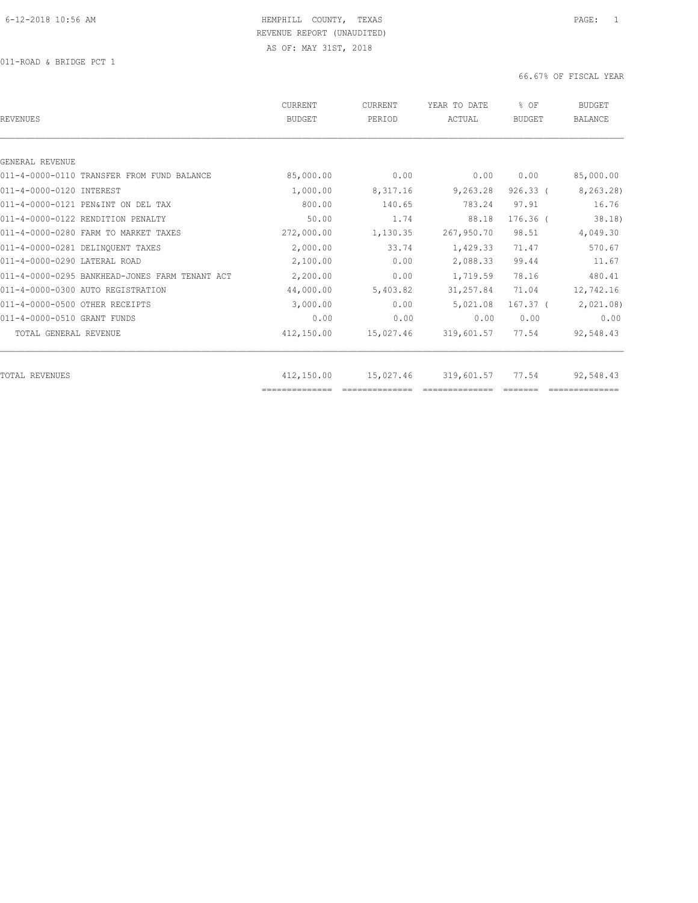HEMPHILL COUNTY, TEXAS
REVENUE REPORT (UNAUDITED)
AS OF: MAY 31ST, 2018

011-ROAD & BRIDGE PCT 1

66.67% OF FISCAL YEAR

| REVENUES | CURRENT BUDGET | CURRENT PERIOD | YEAR TO DATE ACTUAL | % OF BUDGET | BUDGET BALANCE |
|---|---|---|---|---|---|
| GENERAL REVENUE | | | | | |
| 011-4-0000-0110 TRANSFER FROM FUND BALANCE | 85,000.00 | 0.00 | 0.00 | 0.00 | 85,000.00 |
| 011-4-0000-0120 INTEREST | 1,000.00 | 8,317.16 | 9,263.28 | 926.33 ( | 8,263.28) |
| 011-4-0000-0121 PEN&INT ON DEL TAX | 800.00 | 140.65 | 783.24 | 97.91 | 16.76 |
| 011-4-0000-0122 RENDITION PENALTY | 50.00 | 1.74 | 88.18 | 176.36 ( | 38.18) |
| 011-4-0000-0280 FARM TO MARKET TAXES | 272,000.00 | 1,130.35 | 267,950.70 | 98.51 | 4,049.30 |
| 011-4-0000-0281 DELINQUENT TAXES | 2,000.00 | 33.74 | 1,429.33 | 71.47 | 570.67 |
| 011-4-0000-0290 LATERAL ROAD | 2,100.00 | 0.00 | 2,088.33 | 99.44 | 11.67 |
| 011-4-0000-0295 BANKHEAD-JONES FARM TENANT ACT | 2,200.00 | 0.00 | 1,719.59 | 78.16 | 480.41 |
| 011-4-0000-0300 AUTO REGISTRATION | 44,000.00 | 5,403.82 | 31,257.84 | 71.04 | 12,742.16 |
| 011-4-0000-0500 OTHER RECEIPTS | 3,000.00 | 0.00 | 5,021.08 | 167.37 ( | 2,021.08) |
| 011-4-0000-0510 GRANT FUNDS | 0.00 | 0.00 | 0.00 | 0.00 | 0.00 |
| TOTAL GENERAL REVENUE | 412,150.00 | 15,027.46 | 319,601.57 | 77.54 | 92,548.43 |
| TOTAL REVENUES | 412,150.00 | 15,027.46 | 319,601.57 | 77.54 | 92,548.43 |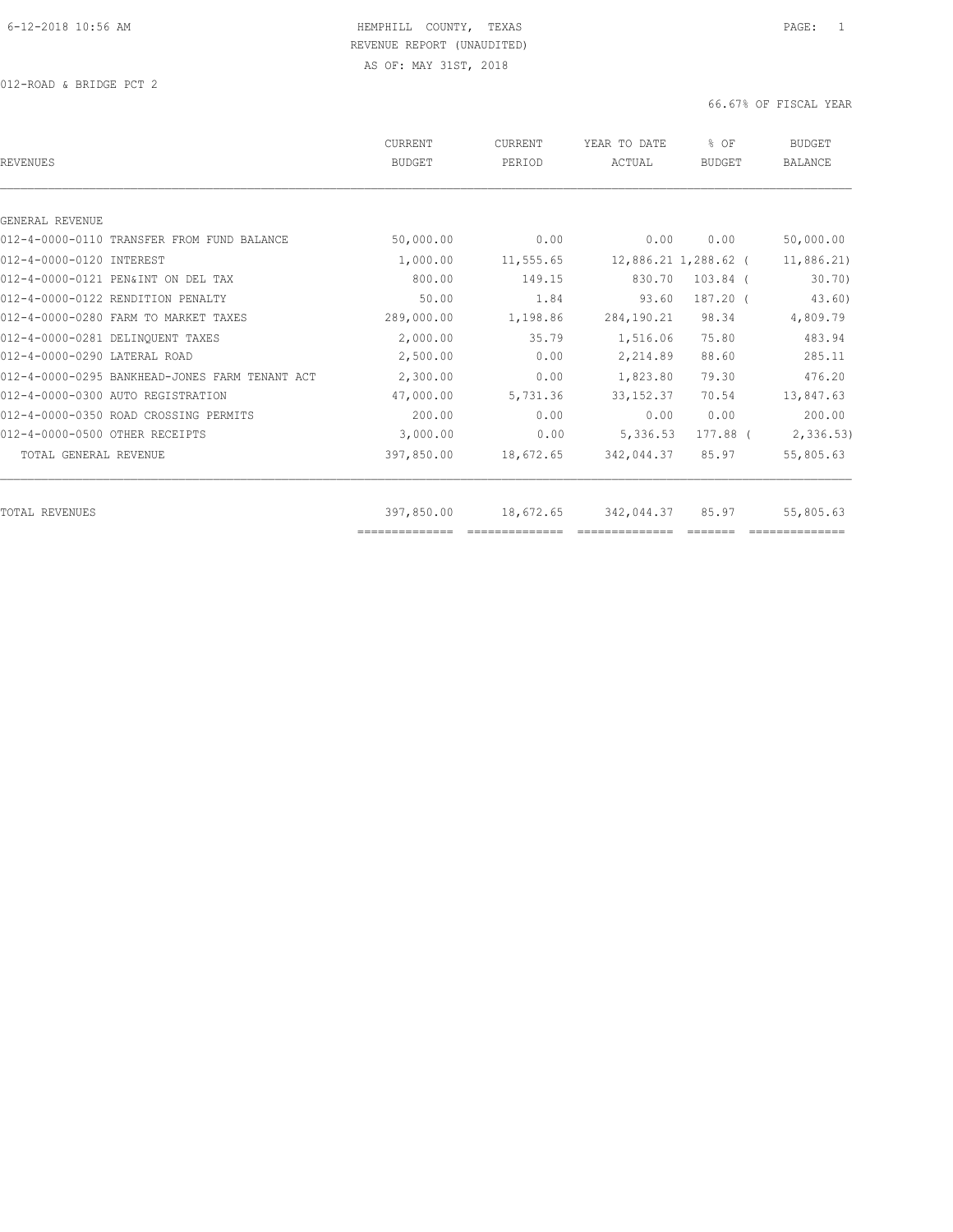HEMPHILL COUNTY, TEXAS
REVENUE REPORT (UNAUDITED)
AS OF: MAY 31ST, 2018

012-ROAD & BRIDGE PCT 2

66.67% OF FISCAL YEAR

| REVENUES | CURRENT BUDGET | CURRENT PERIOD | YEAR TO DATE ACTUAL | % OF BUDGET | BUDGET BALANCE |
|---|---|---|---|---|---|
| GENERAL REVENUE | | | | | |
| 012-4-0000-0110 TRANSFER FROM FUND BALANCE | 50,000.00 | 0.00 | 0.00 | 0.00 | 50,000.00 |
| 012-4-0000-0120 INTEREST | 1,000.00 | 11,555.65 | 12,886.21 | 1,288.62 | ( 11,886.21) |
| 012-4-0000-0121 PEN&INT ON DEL TAX | 800.00 | 149.15 | 830.70 | 103.84 | ( 30.70) |
| 012-4-0000-0122 RENDITION PENALTY | 50.00 | 1.84 | 93.60 | 187.20 | ( 43.60) |
| 012-4-0000-0280 FARM TO MARKET TAXES | 289,000.00 | 1,198.86 | 284,190.21 | 98.34 | 4,809.79 |
| 012-4-0000-0281 DELINQUENT TAXES | 2,000.00 | 35.79 | 1,516.06 | 75.80 | 483.94 |
| 012-4-0000-0290 LATERAL ROAD | 2,500.00 | 0.00 | 2,214.89 | 88.60 | 285.11 |
| 012-4-0000-0295 BANKHEAD-JONES FARM TENANT ACT | 2,300.00 | 0.00 | 1,823.80 | 79.30 | 476.20 |
| 012-4-0000-0300 AUTO REGISTRATION | 47,000.00 | 5,731.36 | 33,152.37 | 70.54 | 13,847.63 |
| 012-4-0000-0350 ROAD CROSSING PERMITS | 200.00 | 0.00 | 0.00 | 0.00 | 200.00 |
| 012-4-0000-0500 OTHER RECEIPTS | 3,000.00 | 0.00 | 5,336.53 | 177.88 | ( 2,336.53) |
| TOTAL GENERAL REVENUE | 397,850.00 | 18,672.65 | 342,044.37 | 85.97 | 55,805.63 |
| TOTAL REVENUES | 397,850.00 | 18,672.65 | 342,044.37 | 85.97 | 55,805.63 |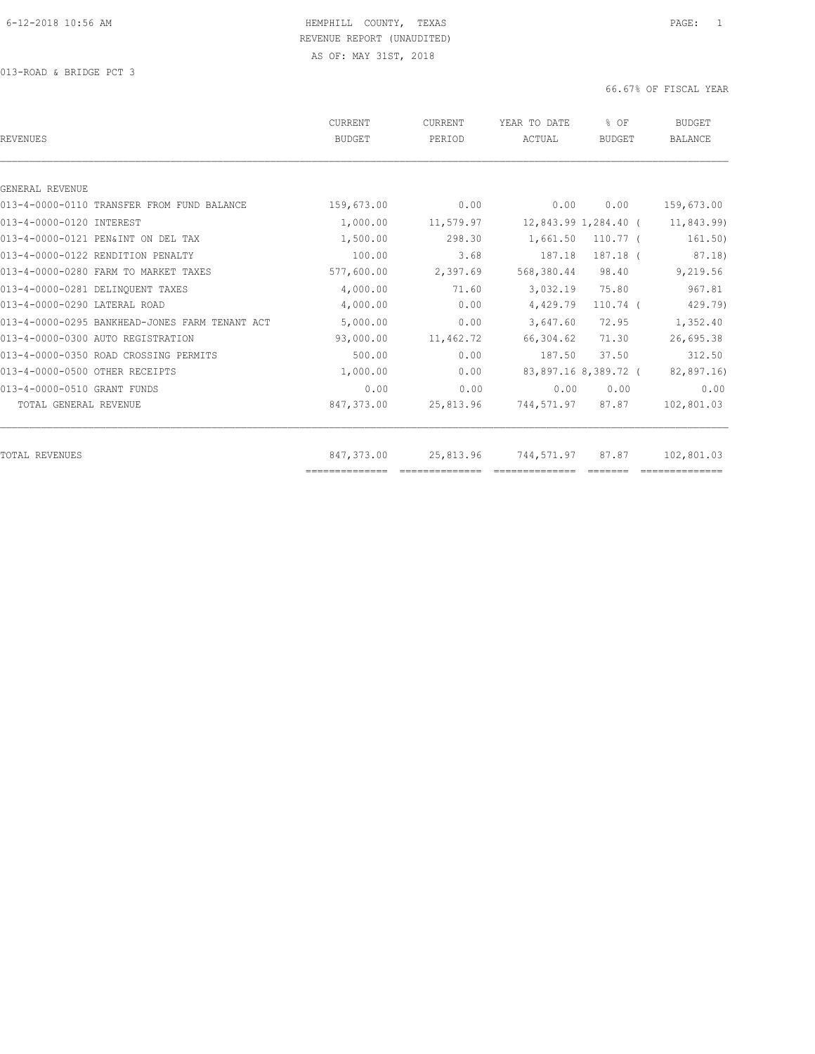HEMPHILL COUNTY, TEXAS

REVENUE REPORT (UNAUDITED)

AS OF: MAY 31ST, 2018

013-ROAD & BRIDGE PCT 3

66.67% OF FISCAL YEAR

| REVENUES | CURRENT BUDGET | CURRENT PERIOD | YEAR TO DATE ACTUAL | % OF BUDGET | BUDGET BALANCE |
|---|---|---|---|---|---|
| GENERAL REVENUE | | | | | |
| 013-4-0000-0110 TRANSFER FROM FUND BALANCE | 159,673.00 | 0.00 | 0.00 | 0.00 | 159,673.00 |
| 013-4-0000-0120 INTEREST | 1,000.00 | 11,579.97 | 12,843.99 | 1,284.40 | ( 11,843.99) |
| 013-4-0000-0121 PEN&INT ON DEL TAX | 1,500.00 | 298.30 | 1,661.50 | 110.77 | ( 161.50) |
| 013-4-0000-0122 RENDITION PENALTY | 100.00 | 3.68 | 187.18 | 187.18 | ( 87.18) |
| 013-4-0000-0280 FARM TO MARKET TAXES | 577,600.00 | 2,397.69 | 568,380.44 | 98.40 | 9,219.56 |
| 013-4-0000-0281 DELINQUENT TAXES | 4,000.00 | 71.60 | 3,032.19 | 75.80 | 967.81 |
| 013-4-0000-0290 LATERAL ROAD | 4,000.00 | 0.00 | 4,429.79 | 110.74 | ( 429.79) |
| 013-4-0000-0295 BANKHEAD-JONES FARM TENANT ACT | 5,000.00 | 0.00 | 3,647.60 | 72.95 | 1,352.40 |
| 013-4-0000-0300 AUTO REGISTRATION | 93,000.00 | 11,462.72 | 66,304.62 | 71.30 | 26,695.38 |
| 013-4-0000-0350 ROAD CROSSING PERMITS | 500.00 | 0.00 | 187.50 | 37.50 | 312.50 |
| 013-4-0000-0500 OTHER RECEIPTS | 1,000.00 | 0.00 | 83,897.16 | 8,389.72 | ( 82,897.16) |
| 013-4-0000-0510 GRANT FUNDS | 0.00 | 0.00 | 0.00 | 0.00 | 0.00 |
| TOTAL GENERAL REVENUE | 847,373.00 | 25,813.96 | 744,571.97 | 87.87 | 102,801.03 |
| TOTAL REVENUES | 847,373.00 | 25,813.96 | 744,571.97 | 87.87 | 102,801.03 |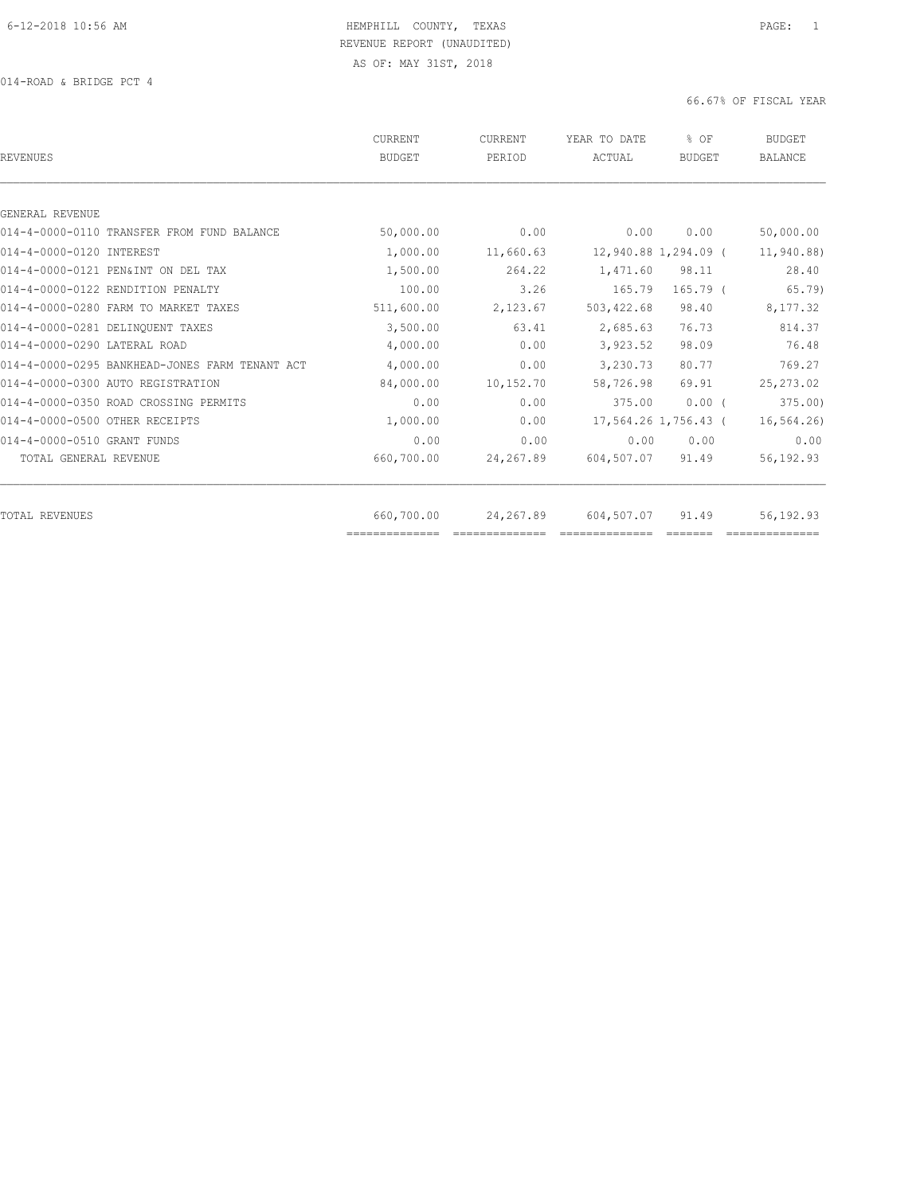HEMPHILL COUNTY, TEXAS
REVENUE REPORT (UNAUDITED)
AS OF: MAY 31ST, 2018

014-ROAD & BRIDGE PCT 4

66.67% OF FISCAL YEAR

| REVENUES | CURRENT BUDGET | CURRENT PERIOD | YEAR TO DATE ACTUAL | % OF BUDGET | BUDGET BALANCE |
|---|---|---|---|---|---|
| GENERAL REVENUE | | | | | |
| 014-4-0000-0110 TRANSFER FROM FUND BALANCE | 50,000.00 | 0.00 | 0.00 | 0.00 | 50,000.00 |
| 014-4-0000-0120 INTEREST | 1,000.00 | 11,660.63 | 12,940.88 | 1,294.09 | ( 11,940.88) |
| 014-4-0000-0121 PEN&INT ON DEL TAX | 1,500.00 | 264.22 | 1,471.60 | 98.11 | 28.40 |
| 014-4-0000-0122 RENDITION PENALTY | 100.00 | 3.26 | 165.79 | 165.79 | ( 65.79) |
| 014-4-0000-0280 FARM TO MARKET TAXES | 511,600.00 | 2,123.67 | 503,422.68 | 98.40 | 8,177.32 |
| 014-4-0000-0281 DELINQUENT TAXES | 3,500.00 | 63.41 | 2,685.63 | 76.73 | 814.37 |
| 014-4-0000-0290 LATERAL ROAD | 4,000.00 | 0.00 | 3,923.52 | 98.09 | 76.48 |
| 014-4-0000-0295 BANKHEAD-JONES FARM TENANT ACT | 4,000.00 | 0.00 | 3,230.73 | 80.77 | 769.27 |
| 014-4-0000-0300 AUTO REGISTRATION | 84,000.00 | 10,152.70 | 58,726.98 | 69.91 | 25,273.02 |
| 014-4-0000-0350 ROAD CROSSING PERMITS | 0.00 | 0.00 | 375.00 | 0.00 | ( 375.00) |
| 014-4-0000-0500 OTHER RECEIPTS | 1,000.00 | 0.00 | 17,564.26 | 1,756.43 | ( 16,564.26) |
| 014-4-0000-0510 GRANT FUNDS | 0.00 | 0.00 | 0.00 | 0.00 | 0.00 |
| TOTAL GENERAL REVENUE | 660,700.00 | 24,267.89 | 604,507.07 | 91.49 | 56,192.93 |
| TOTAL REVENUES | 660,700.00 | 24,267.89 | 604,507.07 | 91.49 | 56,192.93 |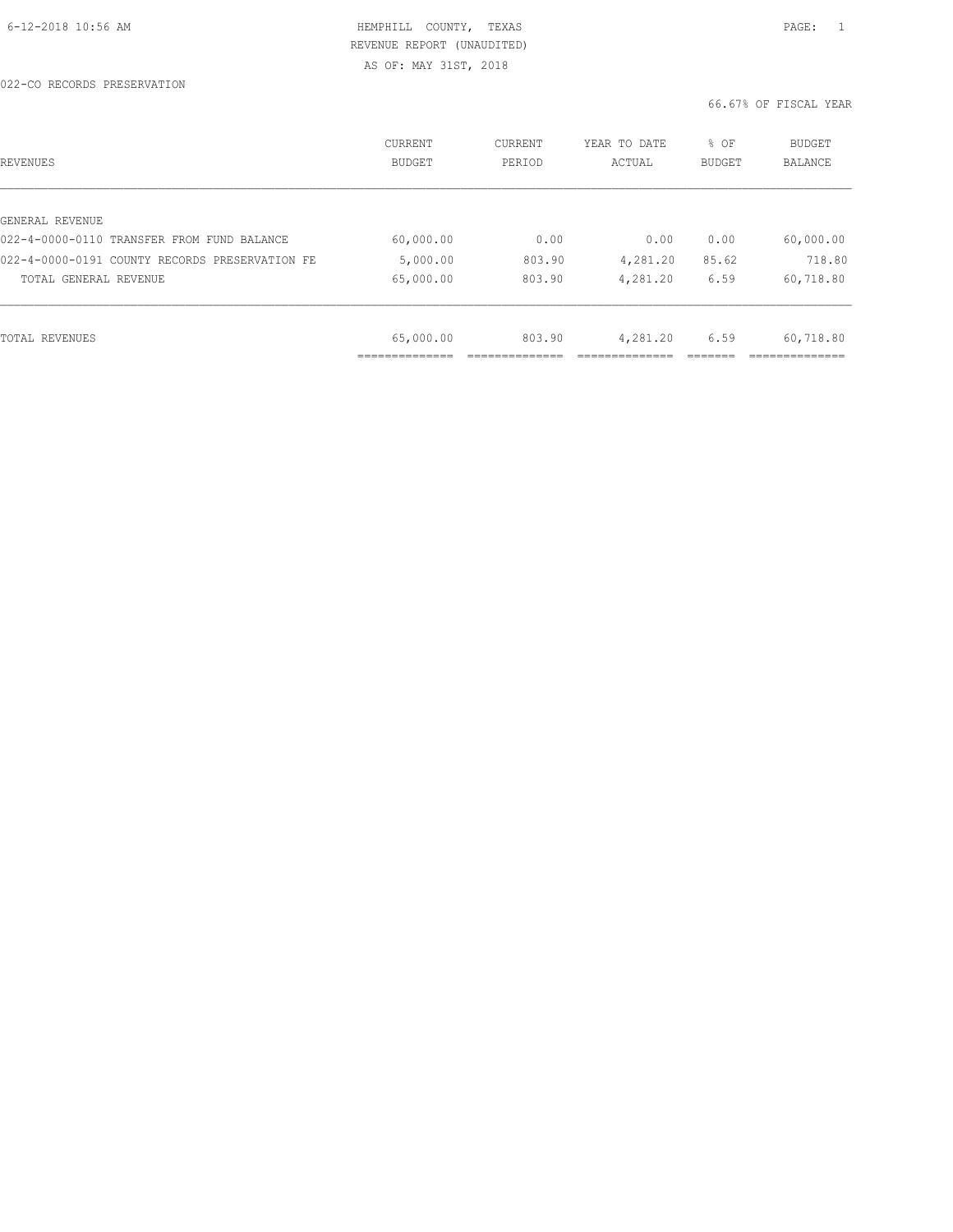HEMPHILL COUNTY, TEXAS
REVENUE REPORT (UNAUDITED)
AS OF: MAY 31ST, 2018

022-CO RECORDS PRESERVATION

66.67% OF FISCAL YEAR

| REVENUES | CURRENT BUDGET | CURRENT PERIOD | YEAR TO DATE ACTUAL | % OF BUDGET | BUDGET BALANCE |
|---|---|---|---|---|---|
| GENERAL REVENUE | | | | | |
| 022-4-0000-0110 TRANSFER FROM FUND BALANCE | 60,000.00 | 0.00 | 0.00 | 0.00 | 60,000.00 |
| 022-4-0000-0191 COUNTY RECORDS PRESERVATION FE | 5,000.00 | 803.90 | 4,281.20 | 85.62 | 718.80 |
| TOTAL GENERAL REVENUE | 65,000.00 | 803.90 | 4,281.20 | 6.59 | 60,718.80 |
| TOTAL REVENUES | 65,000.00 | 803.90 | 4,281.20 | 6.59 | 60,718.80 |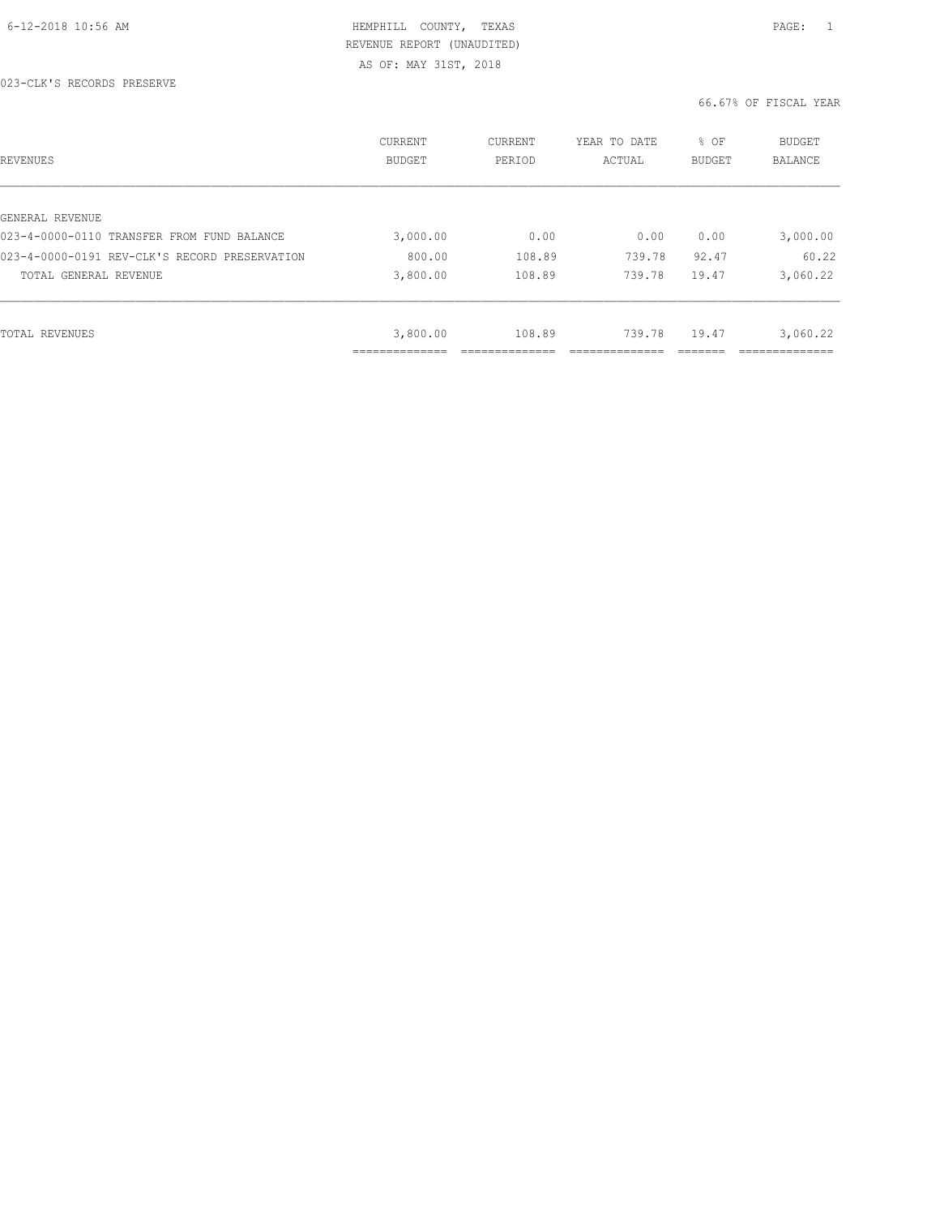HEMPHILL COUNTY, TEXAS
REVENUE REPORT (UNAUDITED)
AS OF: MAY 31ST, 2018

023-CLK'S RECORDS PRESERVE

66.67% OF FISCAL YEAR

| REVENUES | CURRENT BUDGET | CURRENT PERIOD | YEAR TO DATE ACTUAL | % OF BUDGET | BUDGET BALANCE |
|---|---|---|---|---|---|
| GENERAL REVENUE | | | | | |
| 023-4-0000-0110 TRANSFER FROM FUND BALANCE | 3,000.00 | 0.00 | 0.00 | 0.00 | 3,000.00 |
| 023-4-0000-0191 REV-CLK'S RECORD PRESERVATION | 800.00 | 108.89 | 739.78 | 92.47 | 60.22 |
| TOTAL GENERAL REVENUE | 3,800.00 | 108.89 | 739.78 | 19.47 | 3,060.22 |
| TOTAL REVENUES | 3,800.00 | 108.89 | 739.78 | 19.47 | 3,060.22 |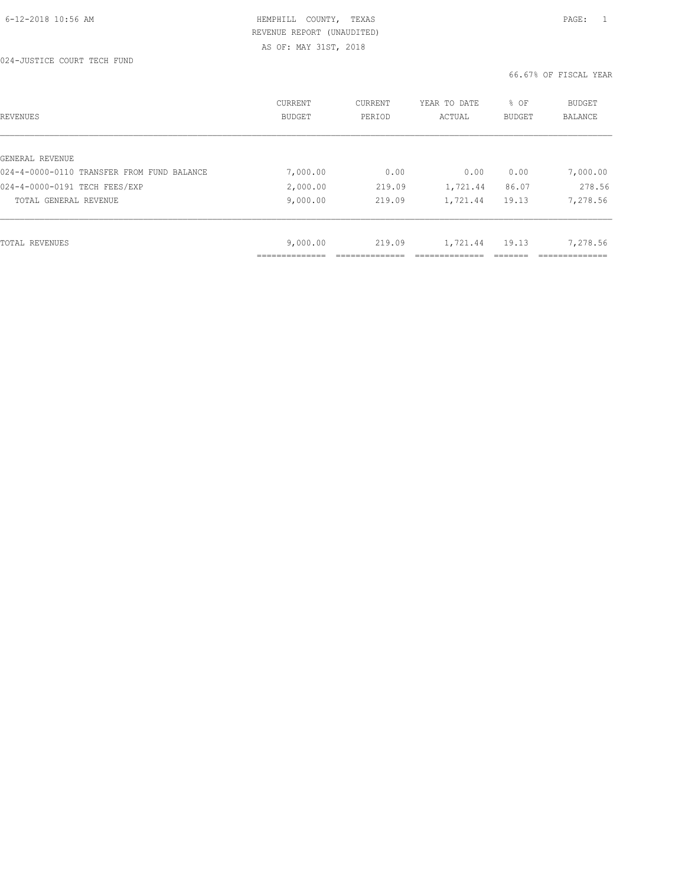HEMPHILL COUNTY, TEXAS
REVENUE REPORT (UNAUDITED)
AS OF: MAY 31ST, 2018

024-JUSTICE COURT TECH FUND

66.67% OF FISCAL YEAR

| REVENUES | CURRENT BUDGET | CURRENT PERIOD | YEAR TO DATE ACTUAL | % OF BUDGET | BUDGET BALANCE |
|---|---|---|---|---|---|
| GENERAL REVENUE | | | | | |
| 024-4-0000-0110 TRANSFER FROM FUND BALANCE | 7,000.00 | 0.00 | 0.00 | 0.00 | 7,000.00 |
| 024-4-0000-0191 TECH FEES/EXP | 2,000.00 | 219.09 | 1,721.44 | 86.07 | 278.56 |
| TOTAL GENERAL REVENUE | 9,000.00 | 219.09 | 1,721.44 | 19.13 | 7,278.56 |
| TOTAL REVENUES | 9,000.00 | 219.09 | 1,721.44 | 19.13 | 7,278.56 |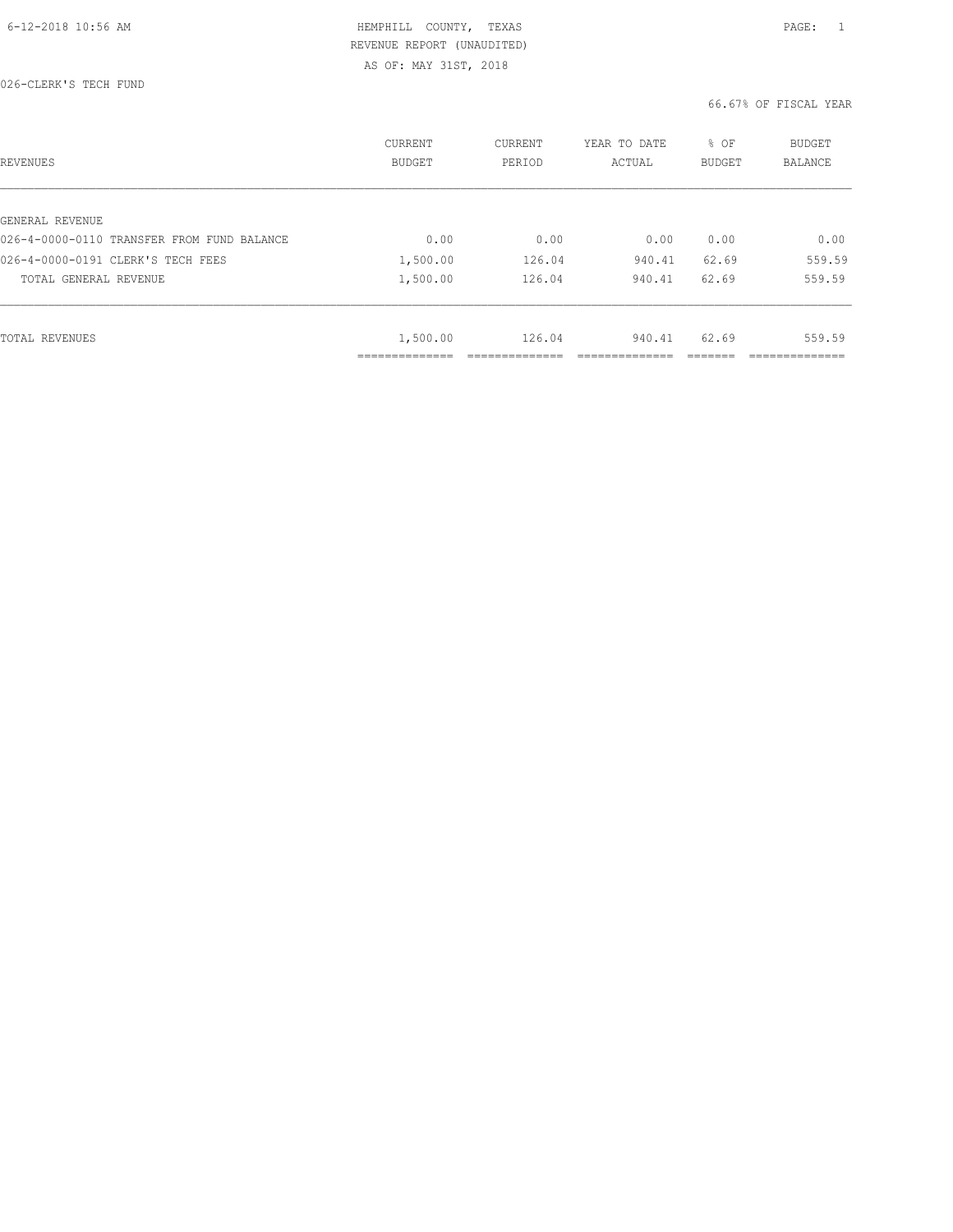HEMPHILL COUNTY, TEXAS
REVENUE REPORT (UNAUDITED)
AS OF: MAY 31ST, 2018

026-CLERK'S TECH FUND

66.67% OF FISCAL YEAR

| REVENUES | CURRENT BUDGET | CURRENT PERIOD | YEAR TO DATE ACTUAL | % OF BUDGET | BUDGET BALANCE |
|---|---|---|---|---|---|
| GENERAL REVENUE | | | | | |
| 026-4-0000-0110 TRANSFER FROM FUND BALANCE | 0.00 | 0.00 | 0.00 | 0.00 | 0.00 |
| 026-4-0000-0191 CLERK'S TECH FEES | 1,500.00 | 126.04 | 940.41 | 62.69 | 559.59 |
| TOTAL GENERAL REVENUE | 1,500.00 | 126.04 | 940.41 | 62.69 | 559.59 |
| TOTAL REVENUES | 1,500.00 | 126.04 | 940.41 | 62.69 | 559.59 |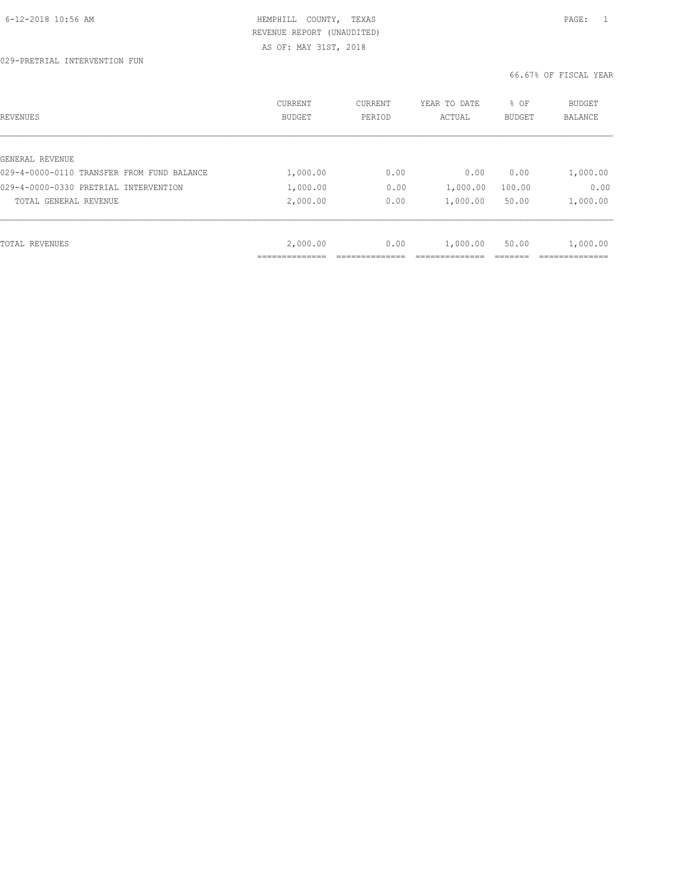HEMPHILL COUNTY, TEXAS
REVENUE REPORT (UNAUDITED)
AS OF: MAY 31ST, 2018

029-PRETRIAL INTERVENTION FUN

66.67% OF FISCAL YEAR

| REVENUES | CURRENT BUDGET | CURRENT PERIOD | YEAR TO DATE ACTUAL | % OF BUDGET | BUDGET BALANCE |
|---|---|---|---|---|---|
| GENERAL REVENUE | | | | | |
| 029-4-0000-0110 TRANSFER FROM FUND BALANCE | 1,000.00 | 0.00 | 0.00 | 0.00 | 1,000.00 |
| 029-4-0000-0330 PRETRIAL INTERVENTION | 1,000.00 | 0.00 | 1,000.00 | 100.00 | 0.00 |
| TOTAL GENERAL REVENUE | 2,000.00 | 0.00 | 1,000.00 | 50.00 | 1,000.00 |
| TOTAL REVENUES | 2,000.00 | 0.00 | 1,000.00 | 50.00 | 1,000.00 |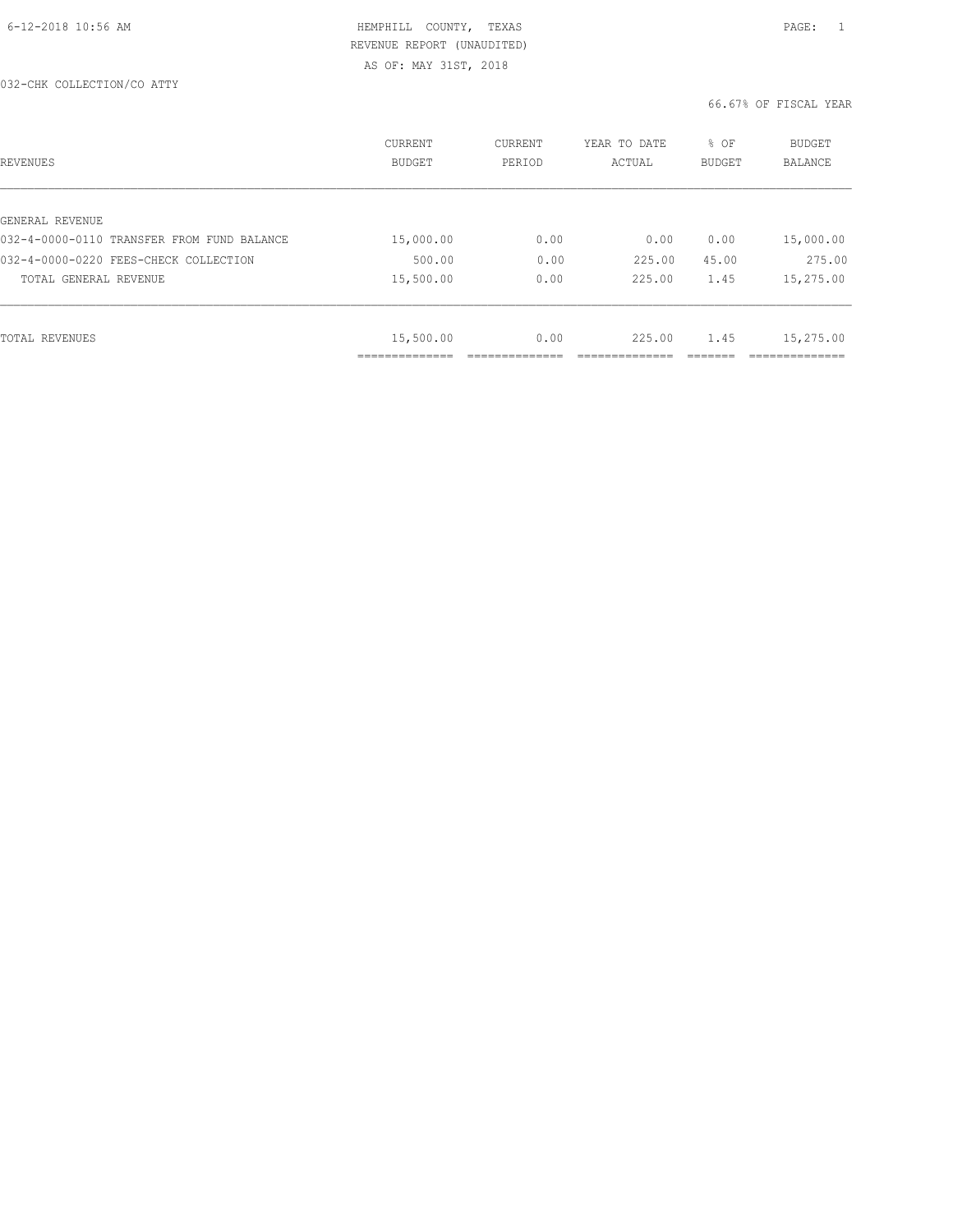HEMPHILL COUNTY, TEXAS
REVENUE REPORT (UNAUDITED)
AS OF: MAY 31ST, 2018

032-CHK COLLECTION/CO ATTY

66.67% OF FISCAL YEAR

| REVENUES | CURRENT BUDGET | CURRENT PERIOD | YEAR TO DATE ACTUAL | % OF BUDGET | BUDGET BALANCE |
|---|---|---|---|---|---|
| GENERAL REVENUE | | | | | |
| 032-4-0000-0110 TRANSFER FROM FUND BALANCE | 15,000.00 | 0.00 | 0.00 | 0.00 | 15,000.00 |
| 032-4-0000-0220 FEES-CHECK COLLECTION | 500.00 | 0.00 | 225.00 | 45.00 | 275.00 |
| TOTAL GENERAL REVENUE | 15,500.00 | 0.00 | 225.00 | 1.45 | 15,275.00 |
| TOTAL REVENUES | 15,500.00 | 0.00 | 225.00 | 1.45 | 15,275.00 |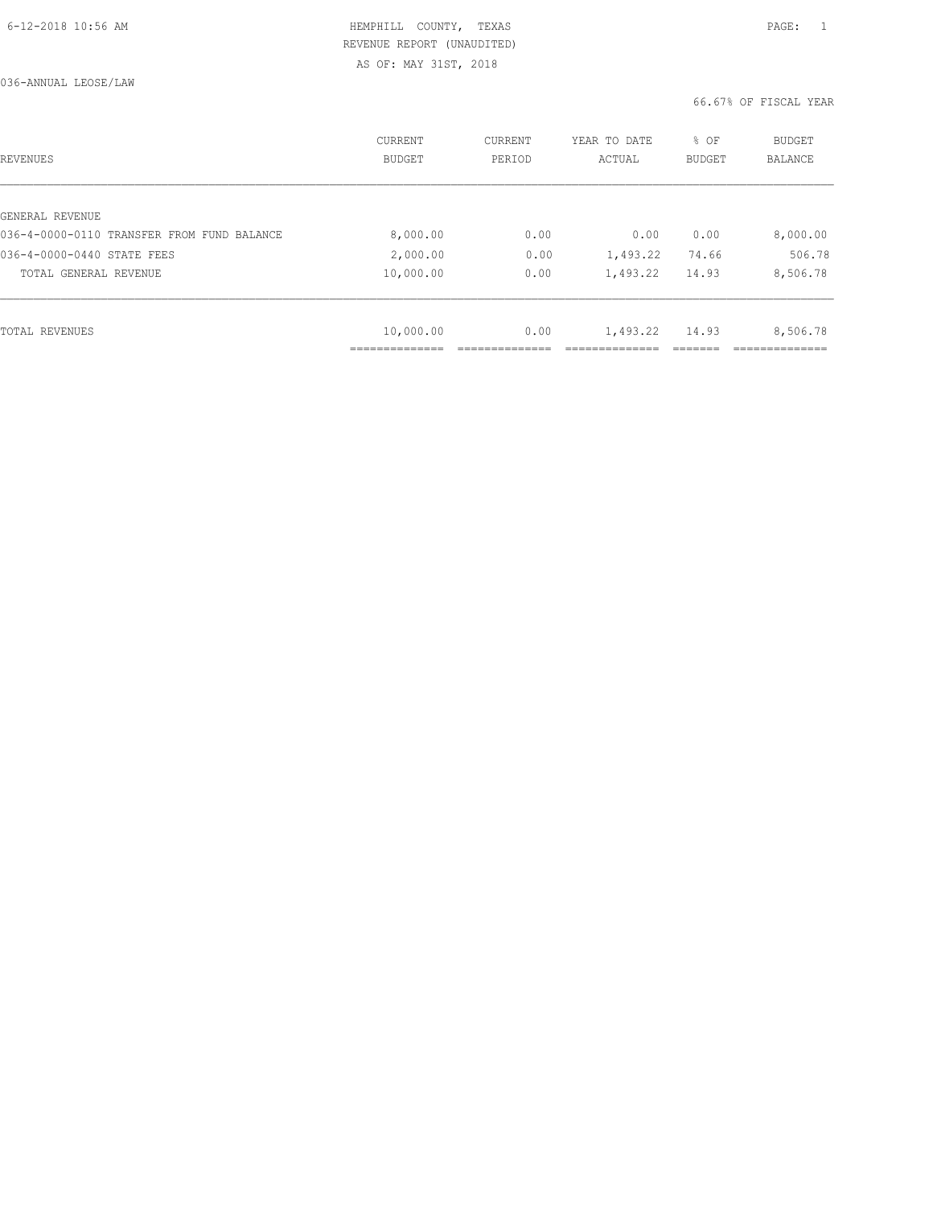HEMPHILL COUNTY, TEXAS
REVENUE REPORT (UNAUDITED)
AS OF: MAY 31ST, 2018

036-ANNUAL LEOSE/LAW

66.67% OF FISCAL YEAR

| REVENUES | CURRENT BUDGET | CURRENT PERIOD | YEAR TO DATE ACTUAL | % OF BUDGET | BUDGET BALANCE |
|---|---|---|---|---|---|
| GENERAL REVENUE | | | | | |
| 036-4-0000-0110 TRANSFER FROM FUND BALANCE | 8,000.00 | 0.00 | 0.00 | 0.00 | 8,000.00 |
| 036-4-0000-0440 STATE FEES | 2,000.00 | 0.00 | 1,493.22 | 74.66 | 506.78 |
| TOTAL GENERAL REVENUE | 10,000.00 | 0.00 | 1,493.22 | 14.93 | 8,506.78 |
| TOTAL REVENUES | 10,000.00 | 0.00 | 1,493.22 | 14.93 | 8,506.78 |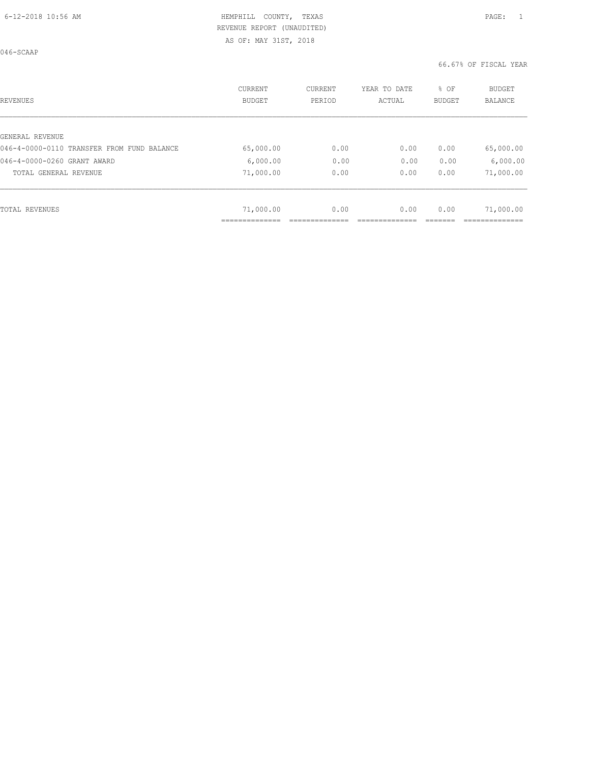HEMPHILL COUNTY, TEXAS
REVENUE REPORT (UNAUDITED)
AS OF: MAY 31ST, 2018

046-SCAAP

66.67% OF FISCAL YEAR

| REVENUES | CURRENT BUDGET | CURRENT PERIOD | YEAR TO DATE ACTUAL | % OF BUDGET | BUDGET BALANCE |
|---|---|---|---|---|---|
| GENERAL REVENUE | | | | | |
| 046-4-0000-0110 TRANSFER FROM FUND BALANCE | 65,000.00 | 0.00 | 0.00 | 0.00 | 65,000.00 |
| 046-4-0000-0260 GRANT AWARD | 6,000.00 | 0.00 | 0.00 | 0.00 | 6,000.00 |
| TOTAL GENERAL REVENUE | 71,000.00 | 0.00 | 0.00 | 0.00 | 71,000.00 |
| TOTAL REVENUES | 71,000.00 | 0.00 | 0.00 | 0.00 | 71,000.00 |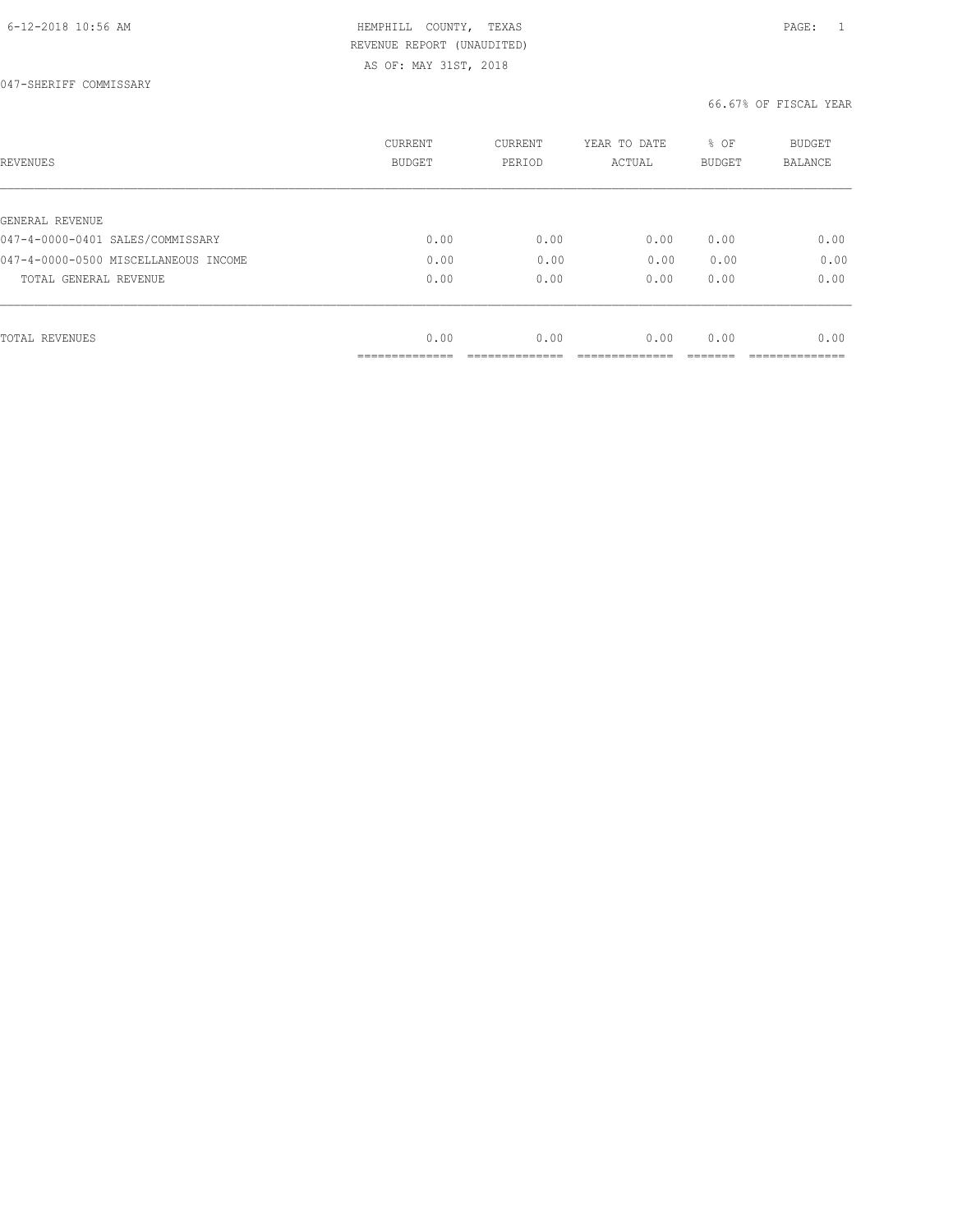HEMPHILL COUNTY, TEXAS
REVENUE REPORT (UNAUDITED)
AS OF: MAY 31ST, 2018

047-SHERIFF COMMISSARY

66.67% OF FISCAL YEAR

| REVENUES | CURRENT BUDGET | CURRENT PERIOD | YEAR TO DATE ACTUAL | % OF BUDGET | BUDGET BALANCE |
|---|---|---|---|---|---|
| GENERAL REVENUE | | | | | |
| 047-4-0000-0401 SALES/COMMISSARY | 0.00 | 0.00 | 0.00 | 0.00 | 0.00 |
| 047-4-0000-0500 MISCELLANEOUS INCOME | 0.00 | 0.00 | 0.00 | 0.00 | 0.00 |
| TOTAL GENERAL REVENUE | 0.00 | 0.00 | 0.00 | 0.00 | 0.00 |
| TOTAL REVENUES | 0.00 | 0.00 | 0.00 | 0.00 | 0.00 |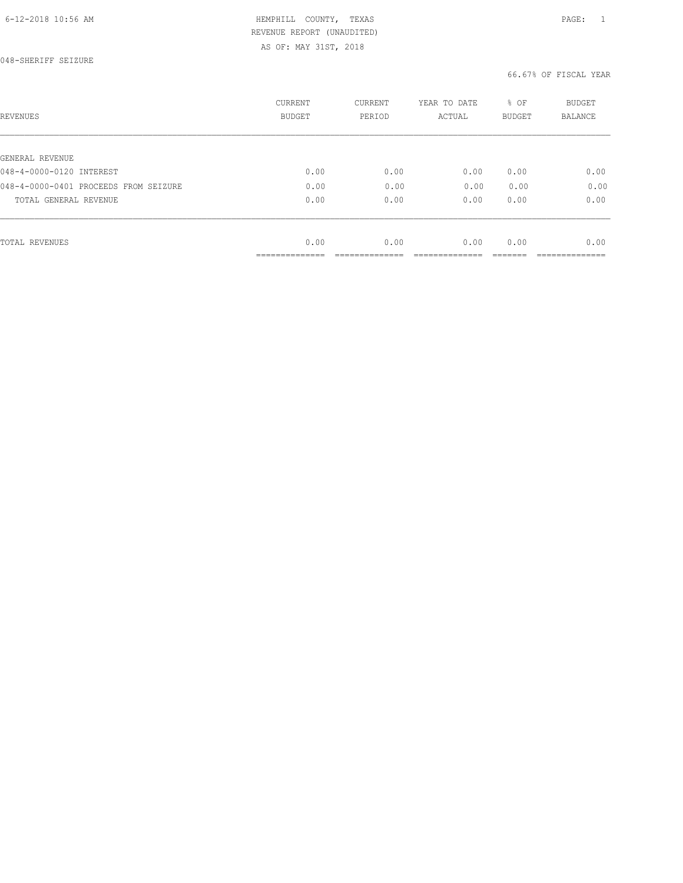HEMPHILL COUNTY, TEXAS
REVENUE REPORT (UNAUDITED)
AS OF: MAY 31ST, 2018

048-SHERIFF SEIZURE

66.67% OF FISCAL YEAR

| REVENUES | CURRENT BUDGET | CURRENT PERIOD | YEAR TO DATE ACTUAL | % OF BUDGET | BUDGET BALANCE |
|---|---|---|---|---|---|
| GENERAL REVENUE | | | | | |
| 048-4-0000-0120 INTEREST | 0.00 | 0.00 | 0.00 | 0.00 | 0.00 |
| 048-4-0000-0401 PROCEEDS FROM SEIZURE | 0.00 | 0.00 | 0.00 | 0.00 | 0.00 |
| TOTAL GENERAL REVENUE | 0.00 | 0.00 | 0.00 | 0.00 | 0.00 |
| TOTAL REVENUES | 0.00 | 0.00 | 0.00 | 0.00 | 0.00 |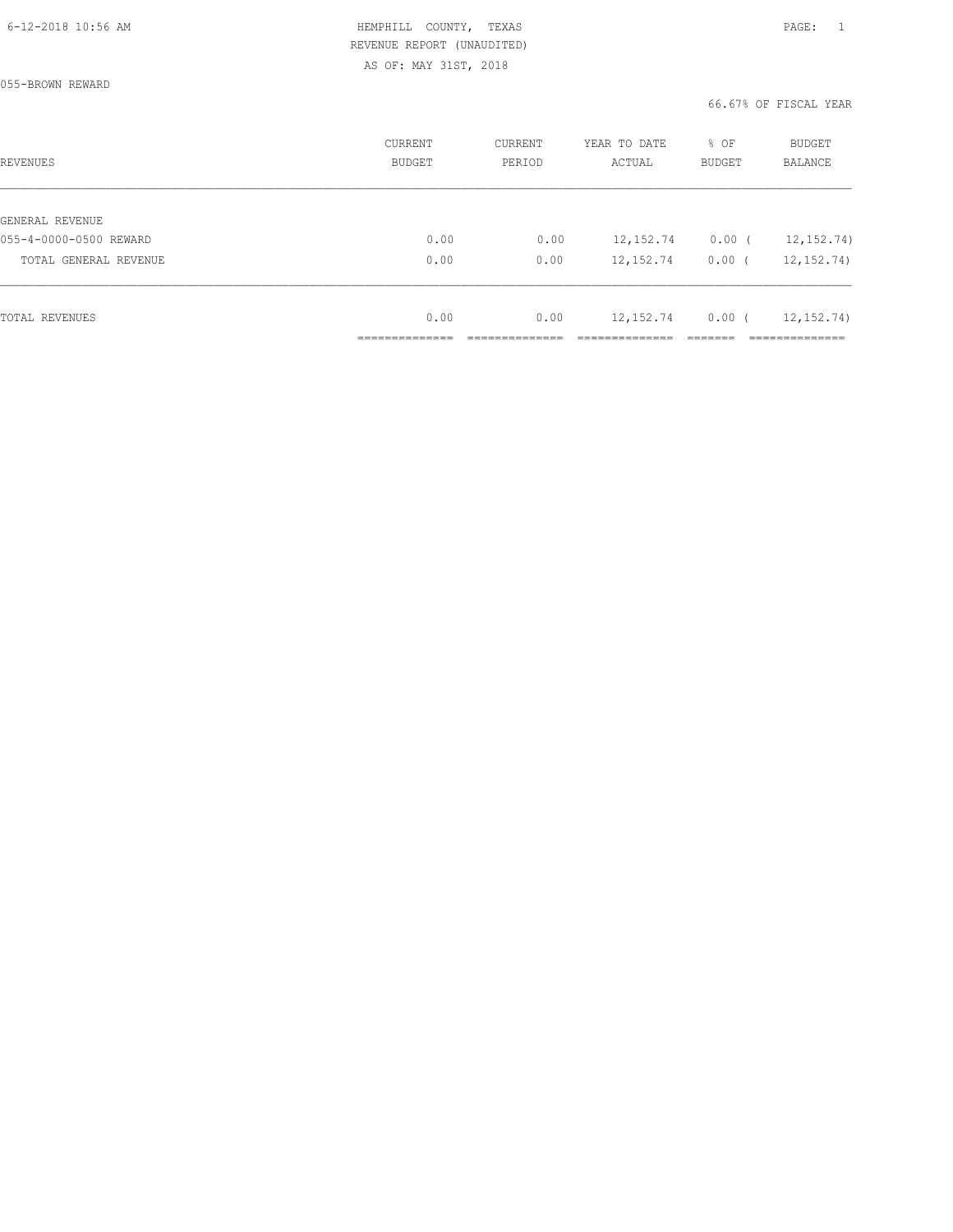HEMPHILL COUNTY, TEXAS
REVENUE REPORT (UNAUDITED)
AS OF: MAY 31ST, 2018

055-BROWN REWARD

66.67% OF FISCAL YEAR

| REVENUES | CURRENT BUDGET | CURRENT PERIOD | YEAR TO DATE ACTUAL | % OF BUDGET | BUDGET BALANCE |
|---|---|---|---|---|---|
| GENERAL REVENUE | | | | | |
| 055-4-0000-0500 REWARD | 0.00 | 0.00 | 12,152.74 | 0.00 | ( 12,152.74) |
| TOTAL GENERAL REVENUE | 0.00 | 0.00 | 12,152.74 | 0.00 | ( 12,152.74) |
| TOTAL REVENUES | 0.00 | 0.00 | 12,152.74 | 0.00 | ( 12,152.74) |